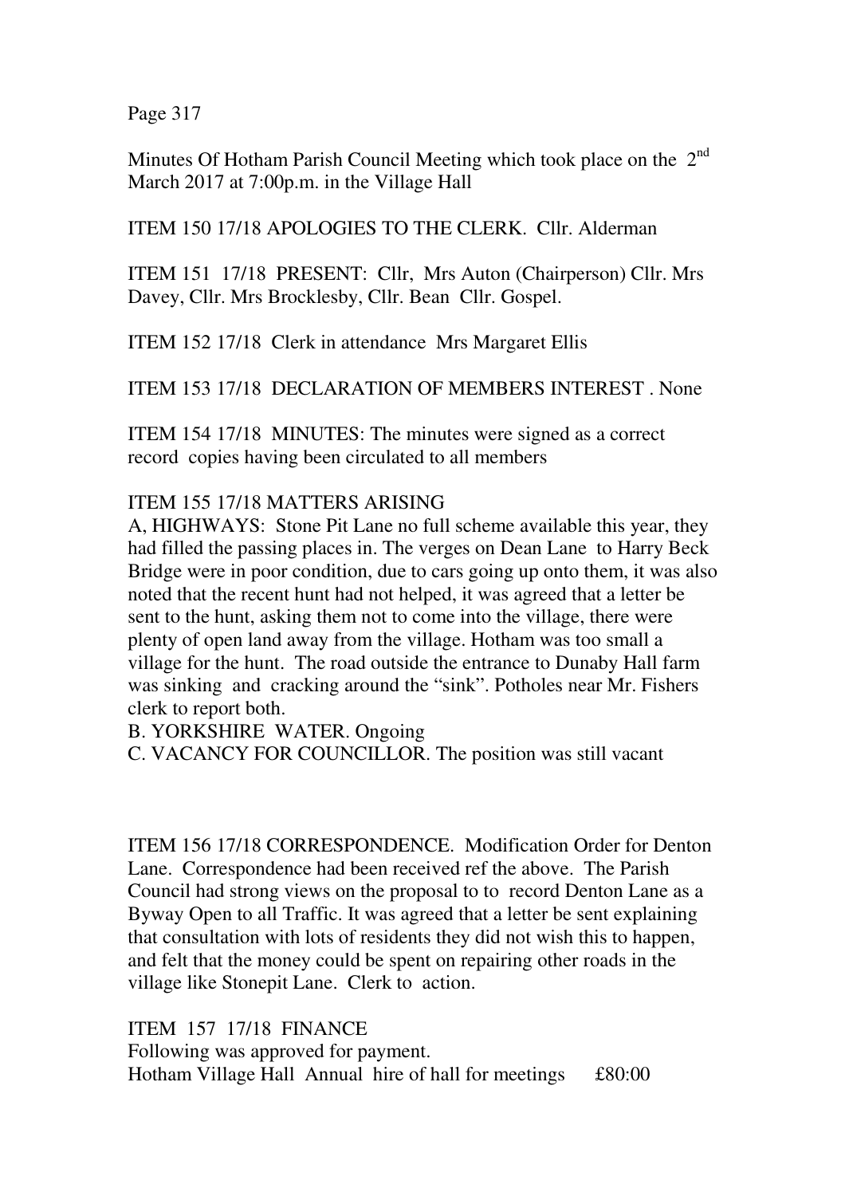Minutes Of Hotham Parish Council Meeting which took place on the 2nd March 2017 at 7:00p.m. in the Village Hall

ITEM 150 17/18 APOLOGIES TO THE CLERK. Cllr. Alderman

ITEM 151 17/18 PRESENT: Cllr, Mrs Auton (Chairperson) Cllr. Mrs Davey, Cllr. Mrs Brocklesby, Cllr. Bean Cllr. Gospel.

ITEM 152 17/18 Clerk in attendance Mrs Margaret Ellis

ITEM 153 17/18 DECLARATION OF MEMBERS INTEREST . None

ITEM 154 17/18 MINUTES: The minutes were signed as a correct record copies having been circulated to all members

ITEM 155 17/18 MATTERS ARISING

A, HIGHWAYS: Stone Pit Lane no full scheme available this year, they had filled the passing places in. The verges on Dean Lane to Harry Beck Bridge were in poor condition, due to cars going up onto them, it was also noted that the recent hunt had not helped, it was agreed that a letter be sent to the hunt, asking them not to come into the village, there were plenty of open land away from the village. Hotham was too small a village for the hunt. The road outside the entrance to Dunaby Hall farm was sinking and cracking around the "sink". Potholes near Mr. Fishers clerk to report both.

B. YORKSHIRE WATER. Ongoing

C. VACANCY FOR COUNCILLOR. The position was still vacant

ITEM 156 17/18 CORRESPONDENCE. Modification Order for Denton Lane. Correspondence had been received ref the above. The Parish Council had strong views on the proposal to to record Denton Lane as a Byway Open to all Traffic. It was agreed that a letter be sent explaining that consultation with lots of residents they did not wish this to happen, and felt that the money could be spent on repairing other roads in the village like Stonepit Lane. Clerk to action.

ITEM 157 17/18 FINANCE

Following was approved for payment.

Hotham Village Hall Annual hire of hall for meetings £80:00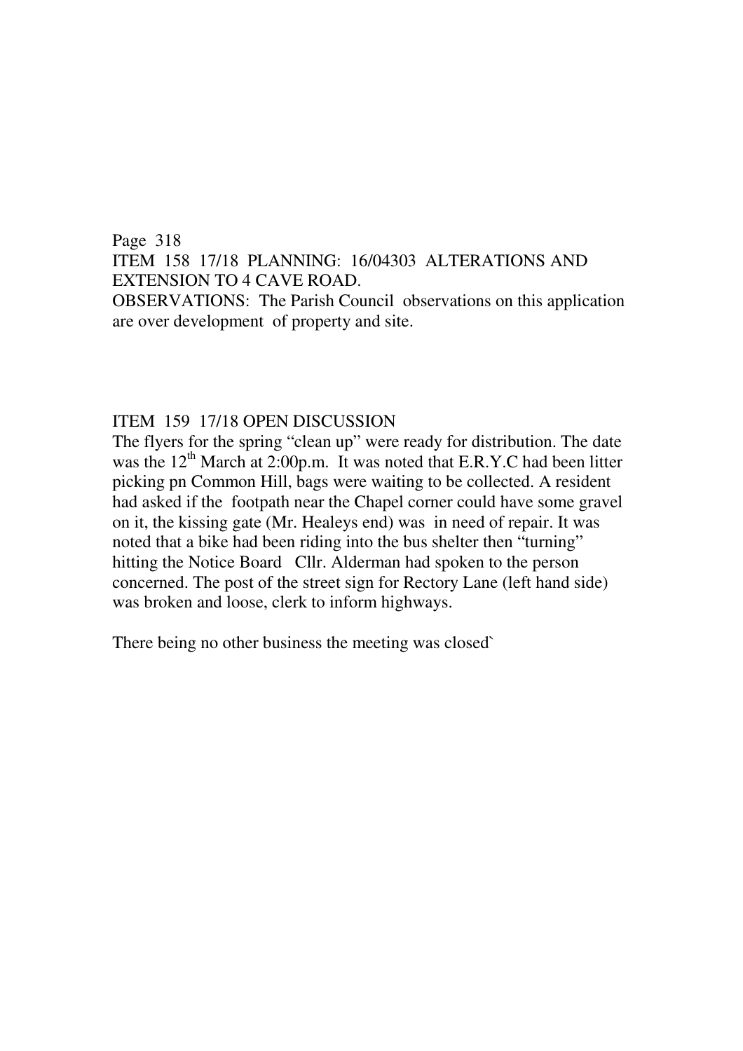Page 318

ITEM 158 17/18 PLANNING: 16/04303 ALTERATIONS AND EXTENSION TO 4 CAVE ROAD.

OBSERVATIONS: The Parish Council observations on this application are over development of property and site.

ITEM 159 17/18 OPEN DISCUSSION

The flyers for the spring "clean up" were ready for distribution. The date was the 12th March at 2:00p.m. It was noted that E.R.Y.C had been litter picking pn Common Hill, bags were waiting to be collected. A resident had asked if the footpath near the Chapel corner could have some gravel on it, the kissing gate (Mr. Healeys end) was in need of repair. It was noted that a bike had been riding into the bus shelter then "turning" hitting the Notice Board Cllr. Alderman had spoken to the person concerned. The post of the street sign for Rectory Lane (left hand side) was broken and loose, clerk to inform highways.

There being no other business the meeting was closed`